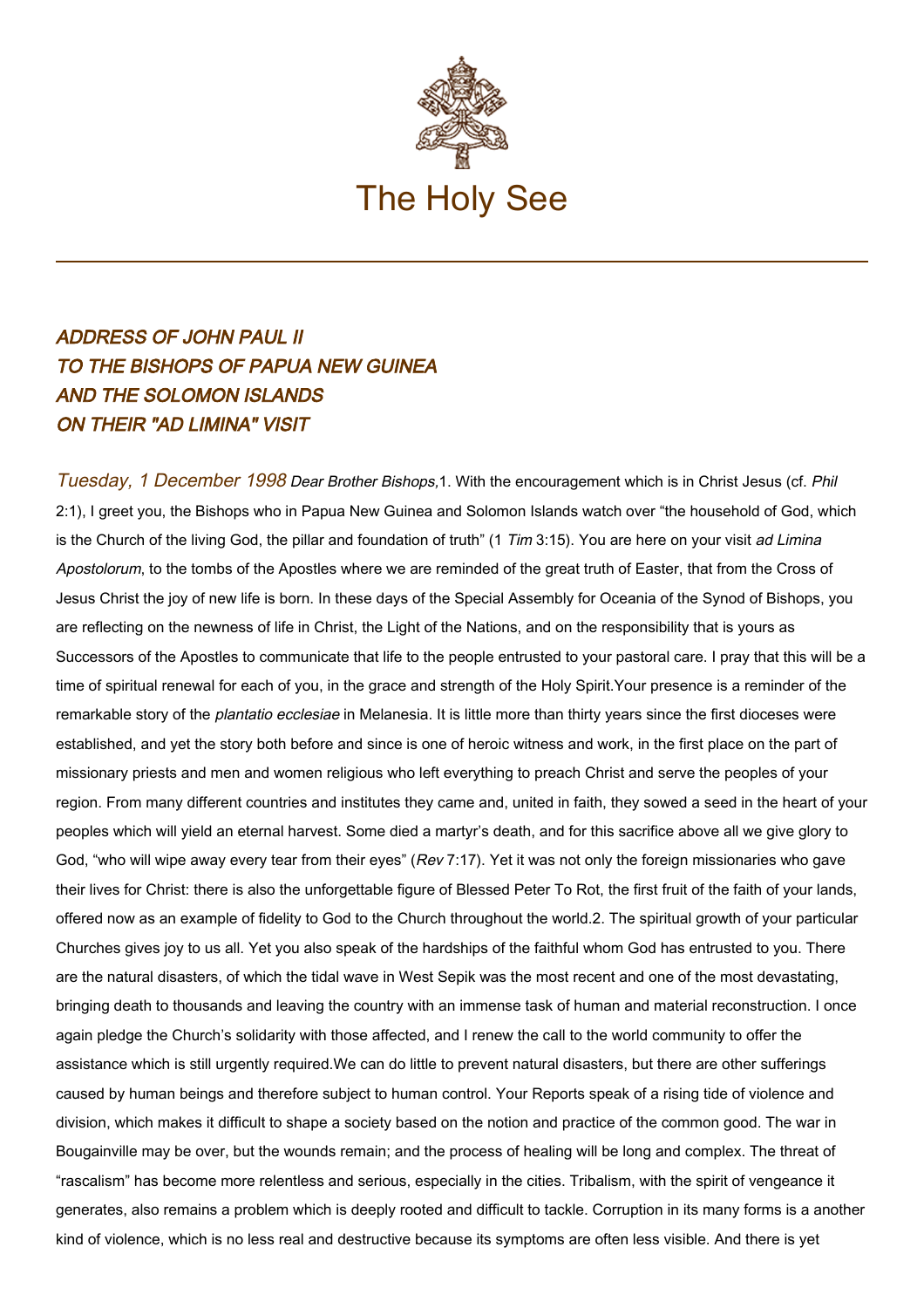# The Holy See

## ADDRESS OF JOHN PAUL II TO THE BISHOPS OF PAPUA NEW GUINEA AND THE SOLOMON ISLANDS ON THEIR "AD LIMINA" VISIT

*Tuesday, 1 December 1998*

Dear Brother Bishops,

1. With the encouragement which is in Christ Jesus (cf. *Phil* 2:1), I greet you, the Bishops who in Papua New Guinea and Solomon Islands watch over "the household of God, which is the Church of the living God, the pillar and foundation of truth" (1 *Tim* 3:15). You are here on your visit *ad Limina Apostolorum*, to the tombs of the Apostles where we are reminded of the great truth of Easter, that from the Cross of Jesus Christ the joy of new life is born. In these days of the Special Assembly for Oceania of the Synod of Bishops, you are reflecting on the newness of life in Christ, the Light of the Nations, and on the responsibility that is yours as Successors of the Apostles to communicate that life to the people entrusted to your pastoral care. I pray that this will be a time of spiritual renewal for each of you, in the grace and strength of the Holy Spirit.

Your presence is a reminder of the remarkable story of the *plantatio ecclesiae* in Melanesia. It is little more than thirty years since the first dioceses were established, and yet the story both before and since is one of heroic witness and work, in the first place on the part of missionary priests and men and women religious who left everything to preach Christ and serve the peoples of your region. From many different countries and institutes they came and, united in faith, they sowed a seed in the heart of your peoples which will yield an eternal harvest. Some died a martyr's death, and for this sacrifice above all we give glory to God, "who will wipe away every tear from their eyes" (*Rev* 7:17). Yet it was not only the foreign missionaries who gave their lives for Christ: there is also the unforgettable figure of Blessed Peter To Rot, the first fruit of the faith of your lands, offered now as an example of fidelity to God to the Church throughout the world.

2. The spiritual growth of your particular Churches gives joy to us all. Yet you also speak of the hardships of the faithful whom God has entrusted to you. There are the natural disasters, of which the tidal wave in West Sepik was the most recent and one of the most devastating, bringing death to thousands and leaving the country with an immense task of human and material reconstruction. I once again pledge the Church's solidarity with those affected, and I renew the call to the world community to offer the assistance which is still urgently required.

We can do little to prevent natural disasters, but there are other sufferings caused by human beings and therefore subject to human control. Your Reports speak of a rising tide of violence and division, which makes it difficult to shape a society based on the notion and practice of the common good. The war in Bougainville may be over, but the wounds remain; and the process of healing will be long and complex. The threat of "rascalism" has become more relentless and serious, especially in the cities. Tribalism, with the spirit of vengeance it generates, also remains a problem which is deeply rooted and difficult to tackle. Corruption in its many forms is a another kind of violence, which is no less real and destructive because its symptoms are often less visible. And there is yet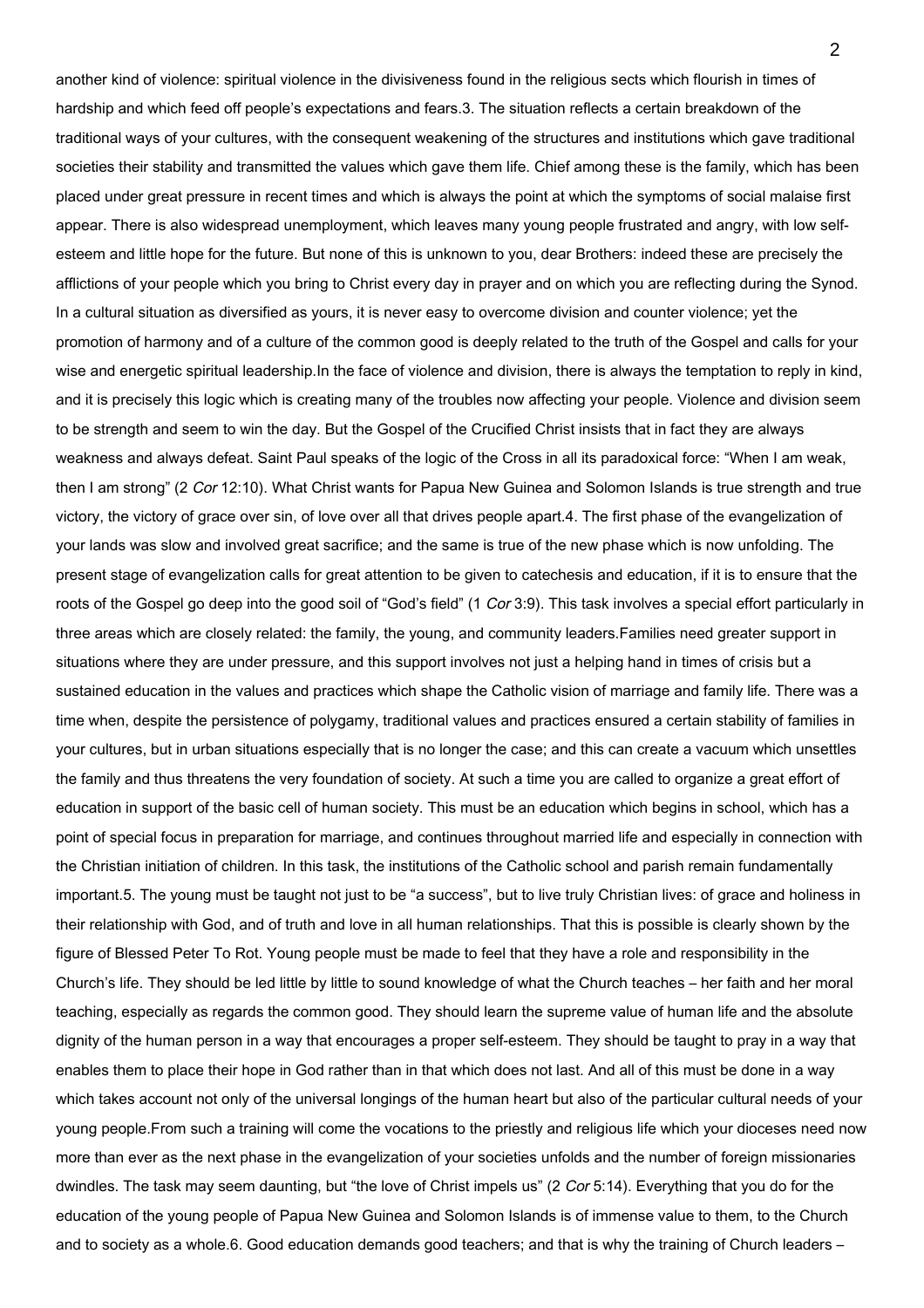another kind of violence: spiritual violence in the divisiveness found in the religious sects which flourish in times of hardship and which feed off people's expectations and fears.

3. The situation reflects a certain breakdown of the traditional ways of your cultures, with the consequent weakening of the structures and institutions which gave traditional societies their stability and transmitted the values which gave them life. Chief among these is the family, which has been placed under great pressure in recent times and which is always the point at which the symptoms of social malaise first appear. There is also widespread unemployment, which leaves many young people frustrated and angry, with low self-esteem and little hope for the future. But none of this is unknown to you, dear Brothers: indeed these are precisely the afflictions of your people which you bring to Christ every day in prayer and on which you are reflecting during the Synod. In a cultural situation as diversified as yours, it is never easy to overcome division and counter violence; yet the promotion of harmony and of a culture of the common good is deeply related to the truth of the Gospel and calls for your wise and energetic spiritual leadership.

In the face of violence and division, there is always the temptation to reply in kind, and it is precisely this logic which is creating many of the troubles now affecting your people. Violence and division seem to be strength and seem to win the day. But the Gospel of the Crucified Christ insists that in fact they are always weakness and always defeat. Saint Paul speaks of the logic of the Cross in all its paradoxical force: "When I am weak, then I am strong" (2 *Cor* 12:10). What Christ wants for Papua New Guinea and Solomon Islands is true strength and true victory, the victory of grace over sin, of love over all that drives people apart.

4. The first phase of the evangelization of your lands was slow and involved great sacrifice; and the same is true of the new phase which is now unfolding. The present stage of evangelization calls for great attention to be given to catechesis and education, if it is to ensure that the roots of the Gospel go deep into the good soil of "God's field" (1 *Cor* 3:9). This task involves a special effort particularly in three areas which are closely related: the family, the young, and community leaders.

Families need greater support in situations where they are under pressure, and this support involves not just a helping hand in times of crisis but a sustained education in the values and practices which shape the Catholic vision of marriage and family life. There was a time when, despite the persistence of polygamy, traditional values and practices ensured a certain stability of families in your cultures, but in urban situations especially that is no longer the case; and this can create a vacuum which unsettles the family and thus threatens the very foundation of society. At such a time you are called to organize a great effort of education in support of the basic cell of human society. This must be an education which begins in school, which has a point of special focus in preparation for marriage, and continues throughout married life and especially in connection with the Christian initiation of children. In this task, the institutions of the Catholic school and parish remain fundamentally important.

5. The young must be taught not just to be "a success", but to live truly Christian lives: of grace and holiness in their relationship with God, and of truth and love in all human relationships. That this is possible is clearly shown by the figure of Blessed Peter To Rot. Young people must be made to feel that they have a role and responsibility in the Church's life. They should be led little by little to sound knowledge of what the Church teaches – her faith and her moral teaching, especially as regards the common good. They should learn the supreme value of human life and the absolute dignity of the human person in a way that encourages a proper self-esteem. They should be taught to pray in a way that enables them to place their hope in God rather than in that which does not last. And all of this must be done in a way which takes account not only of the universal longings of the human heart but also of the particular cultural needs of your young people.

From such a training will come the vocations to the priestly and religious life which your dioceses need now more than ever as the next phase in the evangelization of your societies unfolds and the number of foreign missionaries dwindles. The task may seem daunting, but "the love of Christ impels us" (2 *Cor* 5:14). Everything that you do for the education of the young people of Papua New Guinea and Solomon Islands is of immense value to them, to the Church and to society as a whole.

6. Good education demands good teachers; and that is why the training of Church leaders –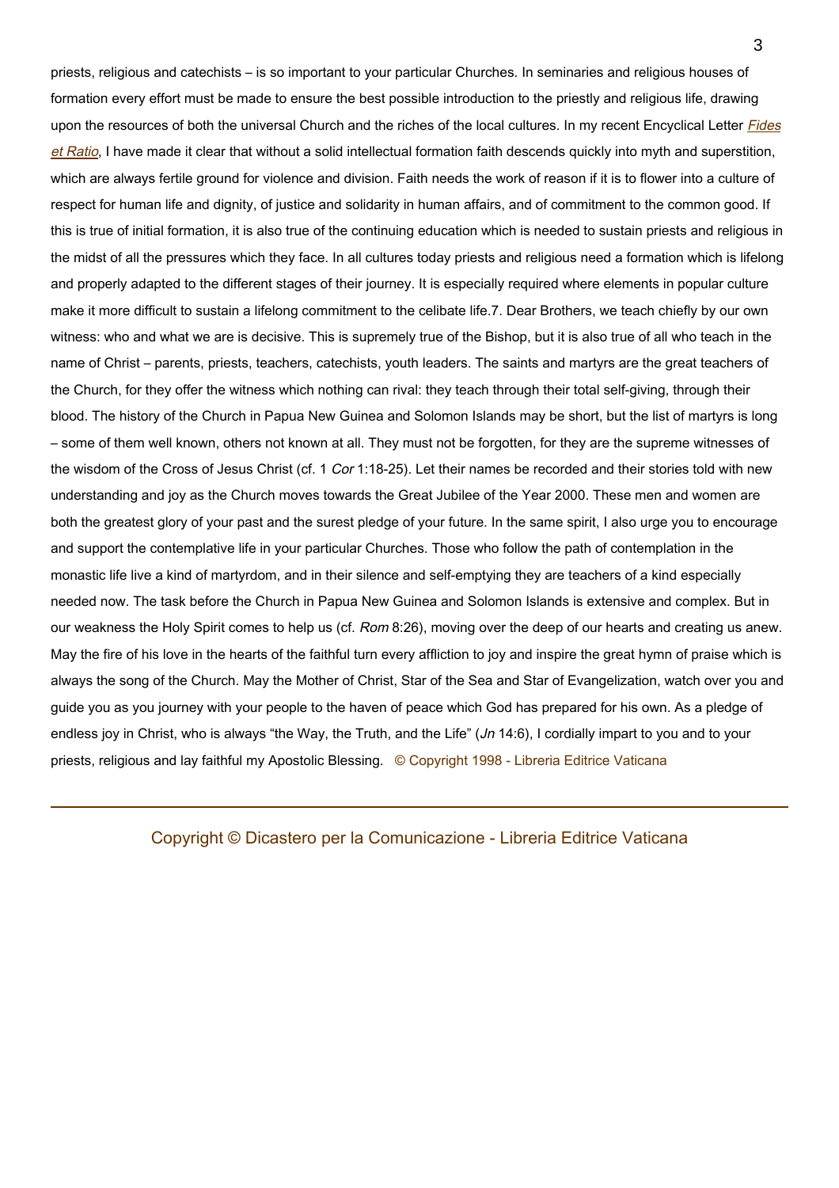priests, religious and catechists – is so important to your particular Churches. In seminaries and religious houses of formation every effort must be made to ensure the best possible introduction to the priestly and religious life, drawing upon the resources of both the universal Church and the riches of the local cultures. In my recent Encyclical Letter *Fides et Ratio*, I have made it clear that without a solid intellectual formation faith descends quickly into myth and superstition, which are always fertile ground for violence and division. Faith needs the work of reason if it is to flower into a culture of respect for human life and dignity, of justice and solidarity in human affairs, and of commitment to the common good. If this is true of initial formation, it is also true of the continuing education which is needed to sustain priests and religious in the midst of all the pressures which they face. In all cultures today priests and religious need a formation which is lifelong and properly adapted to the different stages of their journey. It is especially required where elements in popular culture make it more difficult to sustain a lifelong commitment to the celibate life.7. Dear Brothers, we teach chiefly by our own witness: who and what we are is decisive. This is supremely true of the Bishop, but it is also true of all who teach in the name of Christ – parents, priests, teachers, catechists, youth leaders. The saints and martyrs are the great teachers of the Church, for they offer the witness which nothing can rival: they teach through their total self-giving, through their blood. The history of the Church in Papua New Guinea and Solomon Islands may be short, but the list of martyrs is long – some of them well known, others not known at all. They must not be forgotten, for they are the supreme witnesses of the wisdom of the Cross of Jesus Christ (cf. 1 *Cor* 1:18-25). Let their names be recorded and their stories told with new understanding and joy as the Church moves towards the Great Jubilee of the Year 2000. These men and women are both the greatest glory of your past and the surest pledge of your future. In the same spirit, I also urge you to encourage and support the contemplative life in your particular Churches. Those who follow the path of contemplation in the monastic life live a kind of martyrdom, and in their silence and self-emptying they are teachers of a kind especially needed now. The task before the Church in Papua New Guinea and Solomon Islands is extensive and complex. But in our weakness the Holy Spirit comes to help us (cf. *Rom* 8:26), moving over the deep of our hearts and creating us anew. May the fire of his love in the hearts of the faithful turn every affliction to joy and inspire the great hymn of praise which is always the song of the Church. May the Mother of Christ, Star of the Sea and Star of Evangelization, watch over you and guide you as you journey with your people to the haven of peace which God has prepared for his own. As a pledge of endless joy in Christ, who is always "the Way, the Truth, and the Life" (*Jn* 14:6), I cordially impart to you and to your priests, religious and lay faithful my Apostolic Blessing. © Copyright 1998 - Libreria Editrice Vaticana

---

Copyright © Dicastero per la Comunicazione - Libreria Editrice Vaticana